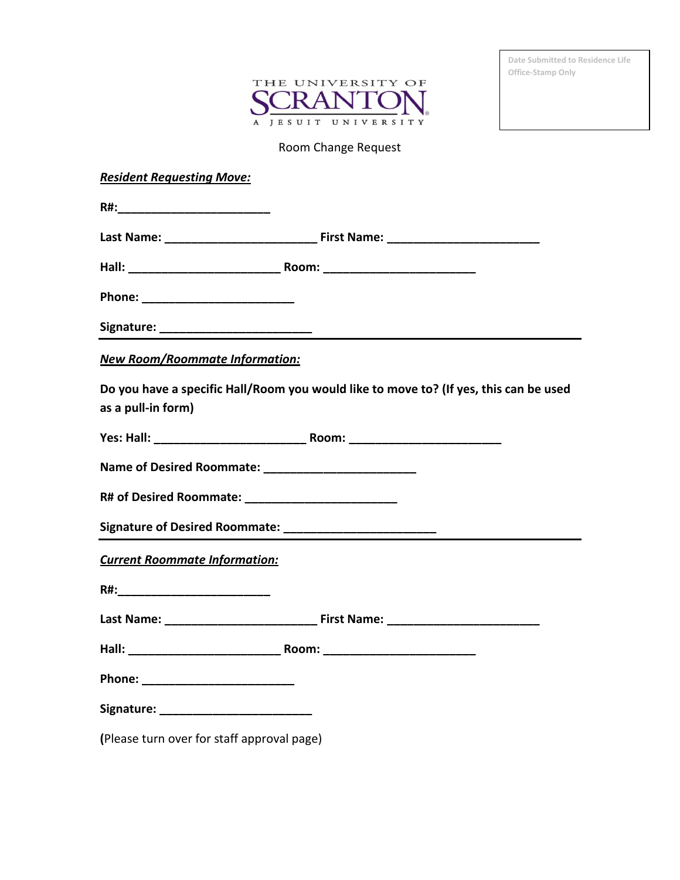Date Submitted to Residence Life Office-Stamp Only

THE UNIVERSITY OF SCRANTON
A JESUIT UNIVERSITY

Room Change Request

***Resident Requesting Move:***

**R#:_______________________**

**Last Name: _______________________ First Name: _______________________**

**Hall: _______________________ Room: _______________________**

**Phone: _______________________**

**Signature: _______________________**

---

***New Room/Roommate Information:***

**Do you have a specific Hall/Room you would like to move to? (If yes, this can be used as a pull-in form)**

**Yes: Hall: _______________________ Room: _______________________**

**Name of Desired Roommate: _______________________**

**R# of Desired Roommate: _______________________**

**Signature of Desired Roommate: _______________________**

---

***Current Roommate Information:***

**R#:_______________________**

**Last Name: _______________________ First Name: _______________________**

**Hall: _______________________ Room: _______________________**

**Phone: _______________________**

**Signature: _______________________**

**(**Please turn over for staff approval page)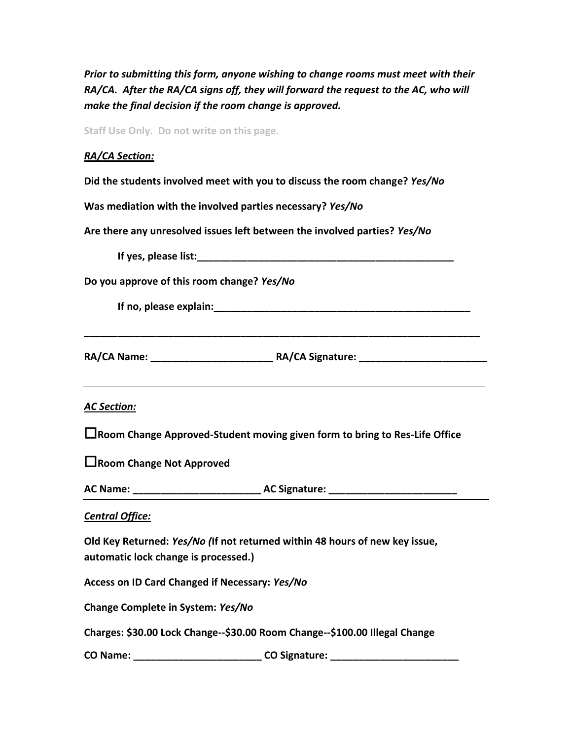***Prior to submitting this form, anyone wishing to change rooms must meet with their RA/CA. After the RA/CA signs off, they will forward the request to the AC, who will make the final decision if the room change is approved.***

**Staff Use Only. Do not write on this page.**

***RA/CA Section:***

**Did the students involved meet with you to discuss the room change?** ***Yes/No***

**Was mediation with the involved parties necessary?** ***Yes/No***

**Are there any unresolved issues left between the involved parties?** ***Yes/No***

**If yes, please list:_______________________________________________**

**Do you approve of this room change?** ***Yes/No***

**If no, please explain:_______________________________________________**

**_______________________________________________________________________**

**RA/CA Name: _____________________ RA/CA Signature: ______________________**

---

***AC Section:***

☐ **Room Change Approved-Student moving given form to bring to Res-Life Office**

☐ **Room Change Not Approved**

**AC Name: ______________________ AC Signature: ______________________**

---

***Central Office:***

**Old Key Returned:** ***Yes/No (*****If not returned within 48 hours of new key issue, automatic lock change is processed.)**

**Access on ID Card Changed if Necessary:** ***Yes/No***

**Change Complete in System:** ***Yes/No***

**Charges: $30.00 Lock Change--$30.00 Room Change--$100.00 Illegal Change**

**CO Name: ______________________ CO Signature: ______________________**